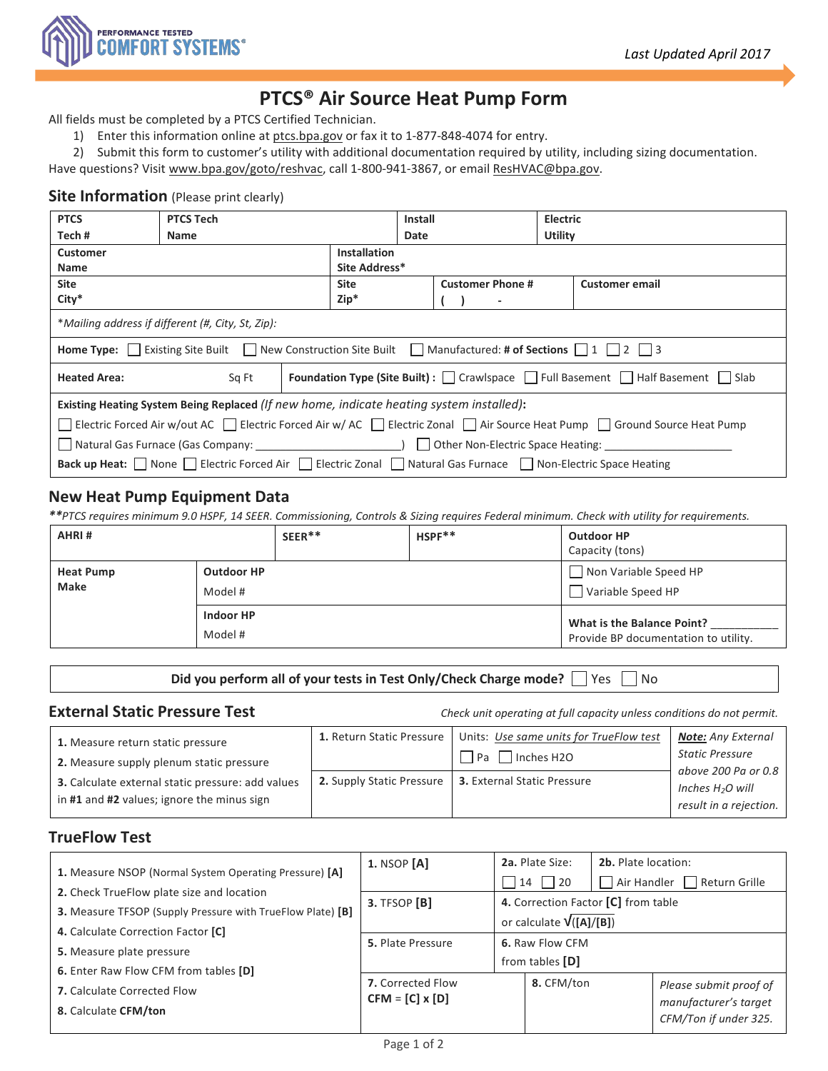PERFORMANCE TESTED COMFORT SYSTEMS®

*Last Updated April 2017*

# PTCS® Air Source Heat Pump Form

All fields must be completed by a PTCS Certified Technician.

1) Enter this information online at ptcs.bpa.gov or fax it to 1-877-848-4074 for entry.
2) Submit this form to customer's utility with additional documentation required by utility, including sizing documentation.

Have questions? Visit www.bpa.gov/goto/reshvac, call 1-800-941-3867, or email ResHVAC@bpa.gov.

## Site Information (Please print clearly)

| PTCS Tech # | PTCS Tech Name | Install Date | Electric Utility |
|---|---|---|---|
| | | | |

| Customer Name | Installation Site Address* |
|---|---|
| | |

| Site City* | Site Zip* | Customer Phone # | Customer email |
|---|---|---|---|
| | | (   )   - | |

*Mailing address if different (#, City, St, Zip):*

**Home Type:** ☐ Existing Site Built ☐ New Construction Site Built ☐ Manufactured: **# of Sections** ☐ 1 ☐ 2 ☐ 3

**Heated Area:** ______ Sq Ft   **Foundation Type (Site Built) :** ☐ Crawlspace ☐ Full Basement ☐ Half Basement ☐ Slab

**Existing Heating System Being Replaced** *(If new home, indicate heating system installed)*:

☐ Electric Forced Air w/out AC ☐ Electric Forced Air w/ AC ☐ Electric Zonal ☐ Air Source Heat Pump ☐ Ground Source Heat Pump

☐ Natural Gas Furnace (Gas Company: ____________________) ☐ Other Non-Electric Space Heating: ____________________

**Back up Heat:** ☐ None ☐ Electric Forced Air ☐ Electric Zonal ☐ Natural Gas Furnace ☐ Non-Electric Space Heating

## New Heat Pump Equipment Data

*\*\*PTCS requires minimum 9.0 HSPF, 14 SEER. Commissioning, Controls & Sizing requires Federal minimum. Check with utility for requirements.*

| AHRI # | | SEER** | HSPF** | Outdoor HP Capacity (tons) |
|---|---|---|---|---|
| **Heat Pump Make** | **Outdoor HP** Model # | | | ☐ Non Variable Speed HP<br>☐ Variable Speed HP |
| | **Indoor HP** Model # | | | **What is the Balance Point?** ___________<br>Provide BP documentation to utility. |

**Did you perform all of your tests in Test Only/Check Charge mode?** ☐ Yes ☐ No

## External Static Pressure Test

*Check unit operating at full capacity unless conditions do not permit.*

| Steps | | | Note |
|---|---|---|---|
| **1.** Measure return static pressure<br>**2.** Measure supply plenum static pressure<br>**3.** Calculate external static pressure: add values in **#1** and **#2** values; ignore the minus sign | **1.** Return Static Pressure | Units: *Use same units for TrueFlow test*<br>☐ Pa ☐ Inches H2O | ***Note:*** *Any External Static Pressure above 200 Pa or 0.8 Inches $H_2O$ will result in a rejection.* |
| | **2.** Supply Static Pressure | **3.** External Static Pressure | |

## TrueFlow Test

| Steps | | | |
|---|---|---|---|
| **1.** Measure NSOP (Normal System Operating Pressure) **[A]**<br>**2.** Check TrueFlow plate size and location<br>**3.** Measure TFSOP (Supply Pressure with TrueFlow Plate) **[B]**<br>**4.** Calculate Correction Factor **[C]**<br>**5.** Measure plate pressure<br>**6.** Enter Raw Flow CFM from tables **[D]**<br>**7.** Calculate Corrected Flow<br>**8.** Calculate **CFM/ton** | **1.** NSOP **[A]** | **2a.** Plate Size: ☐ 14 ☐ 20 | **2b.** Plate location: ☐ Air Handler ☐ Return Grille |
| | **3.** TFSOP **[B]** | **4.** Correction Factor **[C]** from table or calculate $\sqrt{([A]/[B])}$ | |
| | **5.** Plate Pressure | **6.** Raw Flow CFM from tables **[D]** | |
| | **7.** Corrected Flow **CFM** = **[C]** x **[D]** | **8.** CFM/ton | *Please submit proof of manufacturer's target CFM/Ton if under 325.* |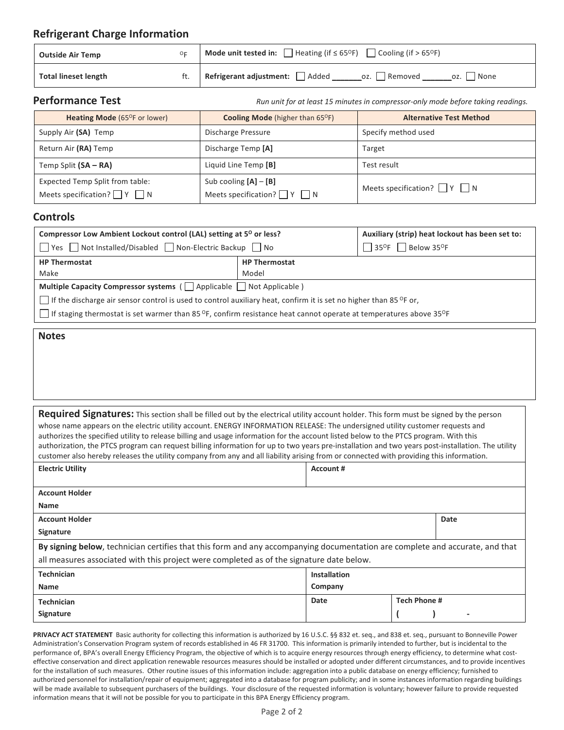## Refrigerant Charge Information

| | |
|---|---|
| **Outside Air Temp** °F | **Mode unit tested in:** ☐ Heating (if ≤ 65°F) ☐ Cooling (if > 65°F) |
| **Total lineset length** ft. | **Refrigerant adjustment:** ☐ Added _______oz. ☐ Removed _______oz. ☐ None |

## Performance Test

*Run unit for at least 15 minutes in compressor-only mode before taking readings.*

| **Heating Mode** (65°F or lower) | **Cooling Mode** (higher than 65°F) | **Alternative Test Method** |
|---|---|---|
| Supply Air **(SA)** Temp | Discharge Pressure | Specify method used |
| Return Air **(RA)** Temp | Discharge Temp **[A]** | Target |
| Temp Split **(SA – RA)** | Liquid Line Temp **[B]** | Test result |
| Expected Temp Split from table: Meets specification? ☐ Y ☐ N | Sub cooling **[A] – [B]** Meets specification? ☐ Y ☐ N | Meets specification? ☐ Y ☐ N |

## Controls

| | | |
|---|---|---|
| **Compressor Low Ambient Lockout control (LAL) setting at 5° or less?** ☐ Yes ☐ Not Installed/Disabled ☐ Non-Electric Backup ☐ No | | **Auxiliary (strip) heat lockout has been set to:** ☐ 35°F ☐ Below 35°F |
| **HP Thermostat** Make | **HP Thermostat** Model | |
| **Multiple Capacity Compressor systems** ( ☐ Applicable ☐ Not Applicable ) | | |
| ☐ If the discharge air sensor control is used to control auxiliary heat, confirm it is set no higher than 85 °F or, | | |
| ☐ If staging thermostat is set warmer than 85 °F, confirm resistance heat cannot operate at temperatures above 35°F | | |

## Notes

**Required Signatures:** This section shall be filled out by the electrical utility account holder. This form must be signed by the person whose name appears on the electric utility account. ENERGY INFORMATION RELEASE: The undersigned utility customer requests and authorizes the specified utility to release billing and usage information for the account listed below to the PTCS program. With this authorization, the PTCS program can request billing information for up to two years pre-installation and two years post-installation. The utility customer also hereby releases the utility company from any and all liability arising from or connected with providing this information.

| | | |
|---|---|---|
| **Electric Utility** | **Account #** | |
| **Account Holder Name** | | |
| **Account Holder Signature** | | **Date** |

**By signing below**, technician certifies that this form and any accompanying documentation are complete and accurate, and that all measures associated with this project were completed as of the signature date below.

| | | |
|---|---|---|
| **Technician Name** | **Installation Company** | |
| **Technician Signature** | **Date** | **Tech Phone #** ( ) - |

**PRIVACY ACT STATEMENT** Basic authority for collecting this information is authorized by 16 U.S.C. §§ 832 et. seq., and 838 et. seq., pursuant to Bonneville Power Administration's Conservation Program system of records established in 46 FR 31700. This information is primarily intended to further, but is incidental to the performance of, BPA's overall Energy Efficiency Program, the objective of which is to acquire energy resources through energy efficiency, to determine what cost-effective conservation and direct application renewable resources measures should be installed or adopted under different circumstances, and to provide incentives for the installation of such measures. Other routine issues of this information include: aggregation into a public database on energy efficiency; furnished to authorized personnel for installation/repair of equipment; aggregated into a database for program publicity; and in some instances information regarding buildings will be made available to subsequent purchasers of the buildings. Your disclosure of the requested information is voluntary; however failure to provide requested information means that it will not be possible for you to participate in this BPA Energy Efficiency program.